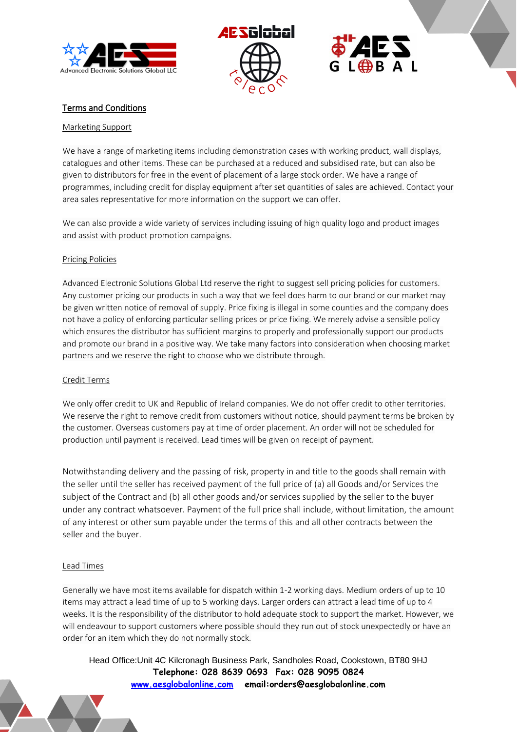# Terms and Conditions

## Marketing Support

We have a range of marketing items including demonstration cases with working product, wall displays, catalogues and other items. These can be purchased at a reduced and subsidised rate, but can also be given to distributors for free in the event of placement of a large stock order. We have a range of programmes, including credit for display equipment after set quantities of sales are achieved. Contact your area sales representative for more information on the support we can offer.

We can also provide a wide variety of services including issuing of high quality logo and product images and assist with product promotion campaigns.

## Pricing Policies

Advanced Electronic Solutions Global Ltd reserve the right to suggest sell pricing policies for customers. Any customer pricing our products in such a way that we feel does harm to our brand or our market may be given written notice of removal of supply. Price fixing is illegal in some counties and the company does not have a policy of enforcing particular selling prices or price fixing. We merely advise a sensible policy which ensures the distributor has sufficient margins to properly and professionally support our products and promote our brand in a positive way. We take many factors into consideration when choosing market partners and we reserve the right to choose who we distribute through.

## Credit Terms

We only offer credit to UK and Republic of Ireland companies. We do not offer credit to other territories. We reserve the right to remove credit from customers without notice, should payment terms be broken by the customer. Overseas customers pay at time of order placement. An order will not be scheduled for production until payment is received. Lead times will be given on receipt of payment.

Notwithstanding delivery and the passing of risk, property in and title to the goods shall remain with the seller until the seller has received payment of the full price of (a) all Goods and/or Services the subject of the Contract and (b) all other goods and/or services supplied by the seller to the buyer under any contract whatsoever. Payment of the full price shall include, without limitation, the amount of any interest or other sum payable under the terms of this and all other contracts between the seller and the buyer.

## Lead Times

Generally we have most items available for dispatch within 1-2 working days. Medium orders of up to 10 items may attract a lead time of up to 5 working days. Larger orders can attract a lead time of up to 4 weeks. It is the responsibility of the distributor to hold adequate stock to support the market. However, we will endeavour to support customers where possible should they run out of stock unexpectedly or have an order for an item which they do not normally stock.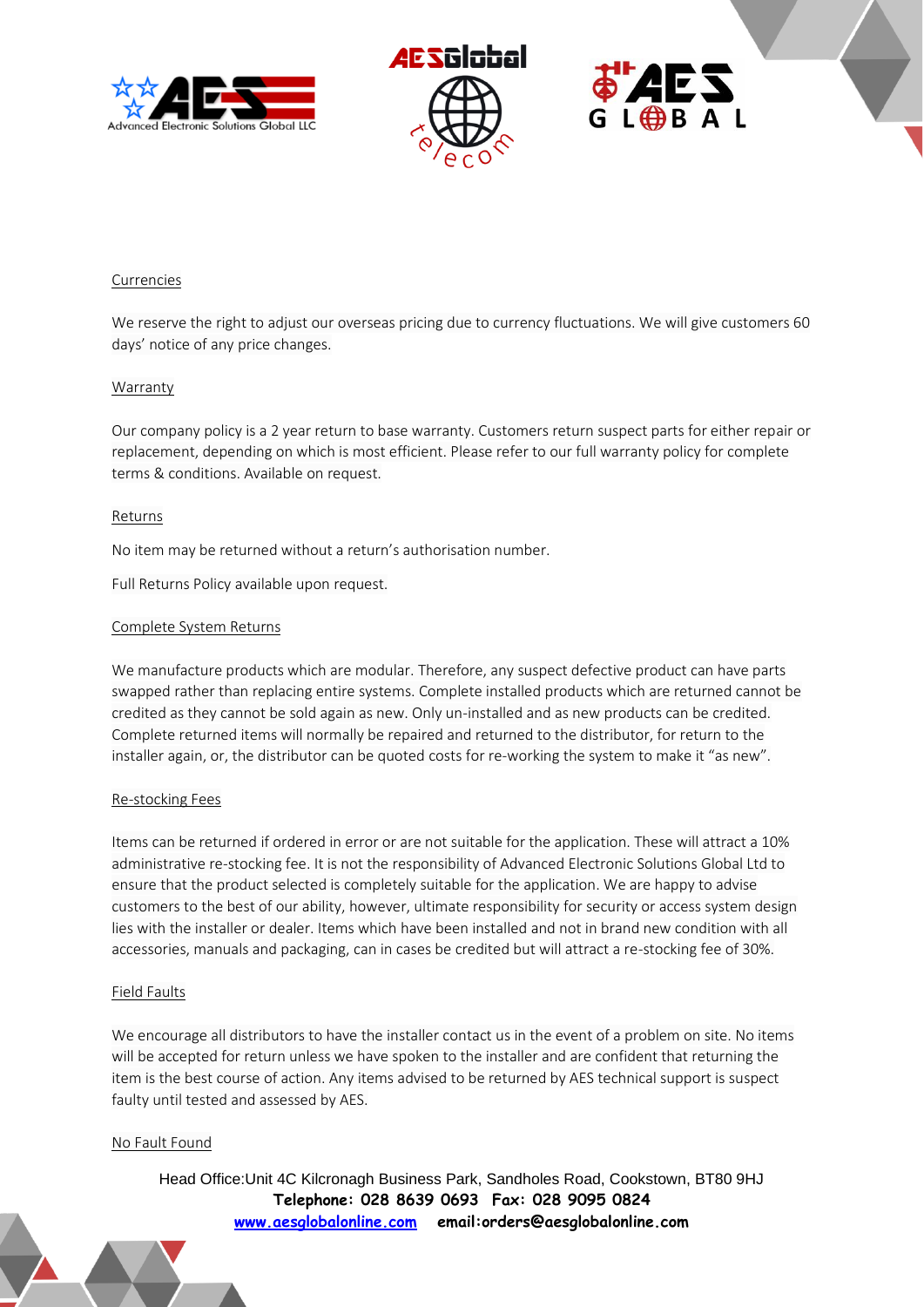## Currencies

We reserve the right to adjust our overseas pricing due to currency fluctuations. We will give customers 60 days' notice of any price changes.

## Warranty

Our company policy is a 2 year return to base warranty. Customers return suspect parts for either repair or replacement, depending on which is most efficient. Please refer to our full warranty policy for complete terms & conditions. Available on request.

## Returns

No item may be returned without a return's authorisation number.

Full Returns Policy available upon request.

## Complete System Returns

We manufacture products which are modular. Therefore, any suspect defective product can have parts swapped rather than replacing entire systems. Complete installed products which are returned cannot be credited as they cannot be sold again as new. Only un-installed and as new products can be credited. Complete returned items will normally be repaired and returned to the distributor, for return to the installer again, or, the distributor can be quoted costs for re-working the system to make it "as new".

## Re-stocking Fees

Items can be returned if ordered in error or are not suitable for the application. These will attract a 10% administrative re-stocking fee. It is not the responsibility of Advanced Electronic Solutions Global Ltd to ensure that the product selected is completely suitable for the application. We are happy to advise customers to the best of our ability, however, ultimate responsibility for security or access system design lies with the installer or dealer. Items which have been installed and not in brand new condition with all accessories, manuals and packaging, can in cases be credited but will attract a re-stocking fee of 30%.

## Field Faults

We encourage all distributors to have the installer contact us in the event of a problem on site. No items will be accepted for return unless we have spoken to the installer and are confident that returning the item is the best course of action. Any items advised to be returned by AES technical support is suspect faulty until tested and assessed by AES.

## No Fault Found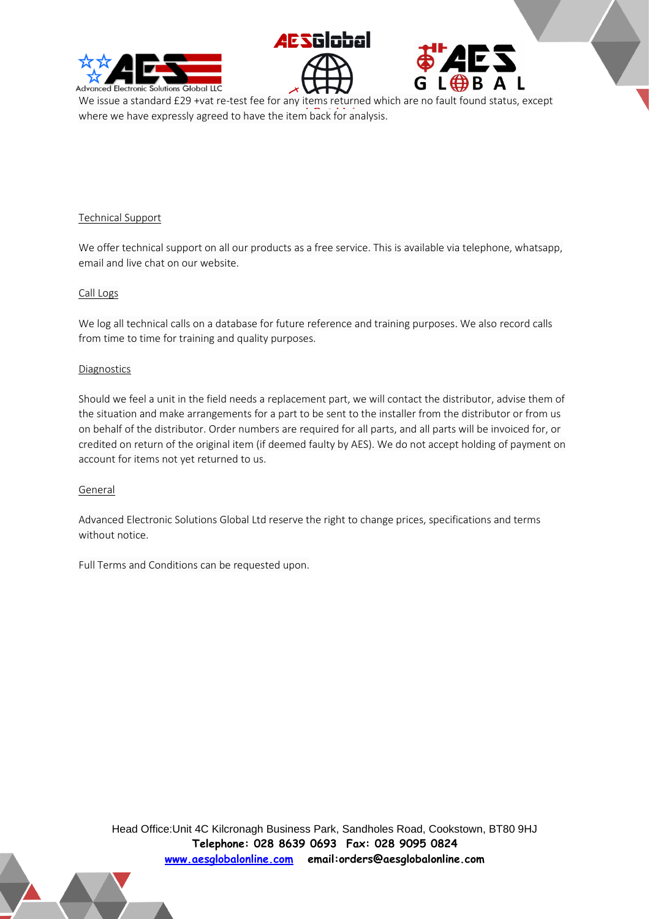We issue a standard £29 +vat re-test fee for any items returned which are no fault found status, except where we have expressly agreed to have the item back for analysis.

## Technical Support

We offer technical support on all our products as a free service. This is available via telephone, whatsapp, email and live chat on our website.

## Call Logs

We log all technical calls on a database for future reference and training purposes. We also record calls from time to time for training and quality purposes.

## Diagnostics

Should we feel a unit in the field needs a replacement part, we will contact the distributor, advise them of the situation and make arrangements for a part to be sent to the installer from the distributor or from us on behalf of the distributor. Order numbers are required for all parts, and all parts will be invoiced for, or credited on return of the original item (if deemed faulty by AES). We do not accept holding of payment on account for items not yet returned to us.

## General

Advanced Electronic Solutions Global Ltd reserve the right to change prices, specifications and terms without notice.

Full Terms and Conditions can be requested upon.